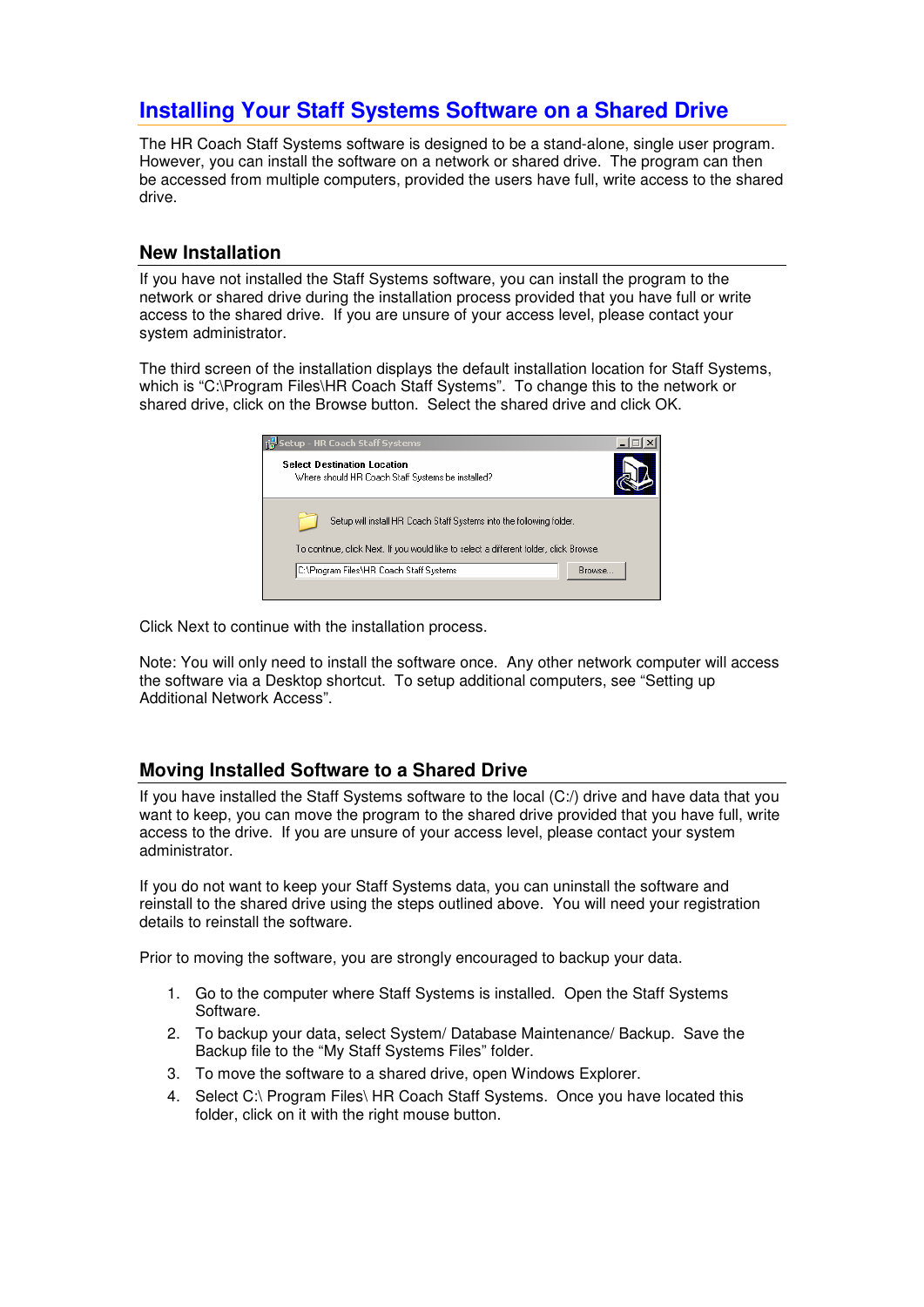# Installing Your Staff Systems Software on a Shared Drive

The HR Coach Staff Systems software is designed to be a stand-alone, single user program. However, you can install the software on a network or shared drive. The program can then be accessed from multiple computers, provided the users have full, write access to the shared drive.

## New Installation

If you have not installed the Staff Systems software, you can install the program to the network or shared drive during the installation process provided that you have full or write access to the shared drive. If you are unsure of your access level, please contact your system administrator.

The third screen of the installation displays the default installation location for Staff Systems, which is "C:\Program Files\HR Coach Staff Systems". To change this to the network or shared drive, click on the Browse button. Select the shared drive and click OK.

Click Next to continue with the installation process.

Note: You will only need to install the software once. Any other network computer will access the software via a Desktop shortcut. To setup additional computers, see "Setting up Additional Network Access".

## Moving Installed Software to a Shared Drive

If you have installed the Staff Systems software to the local (C:/) drive and have data that you want to keep, you can move the program to the shared drive provided that you have full, write access to the drive. If you are unsure of your access level, please contact your system administrator.

If you do not want to keep your Staff Systems data, you can uninstall the software and reinstall to the shared drive using the steps outlined above. You will need your registration details to reinstall the software.

Prior to moving the software, you are strongly encouraged to backup your data.

1. Go to the computer where Staff Systems is installed. Open the Staff Systems Software.
2. To backup your data, select System/ Database Maintenance/ Backup. Save the Backup file to the "My Staff Systems Files" folder.
3. To move the software to a shared drive, open Windows Explorer.
4. Select C:\ Program Files\ HR Coach Staff Systems. Once you have located this folder, click on it with the right mouse button.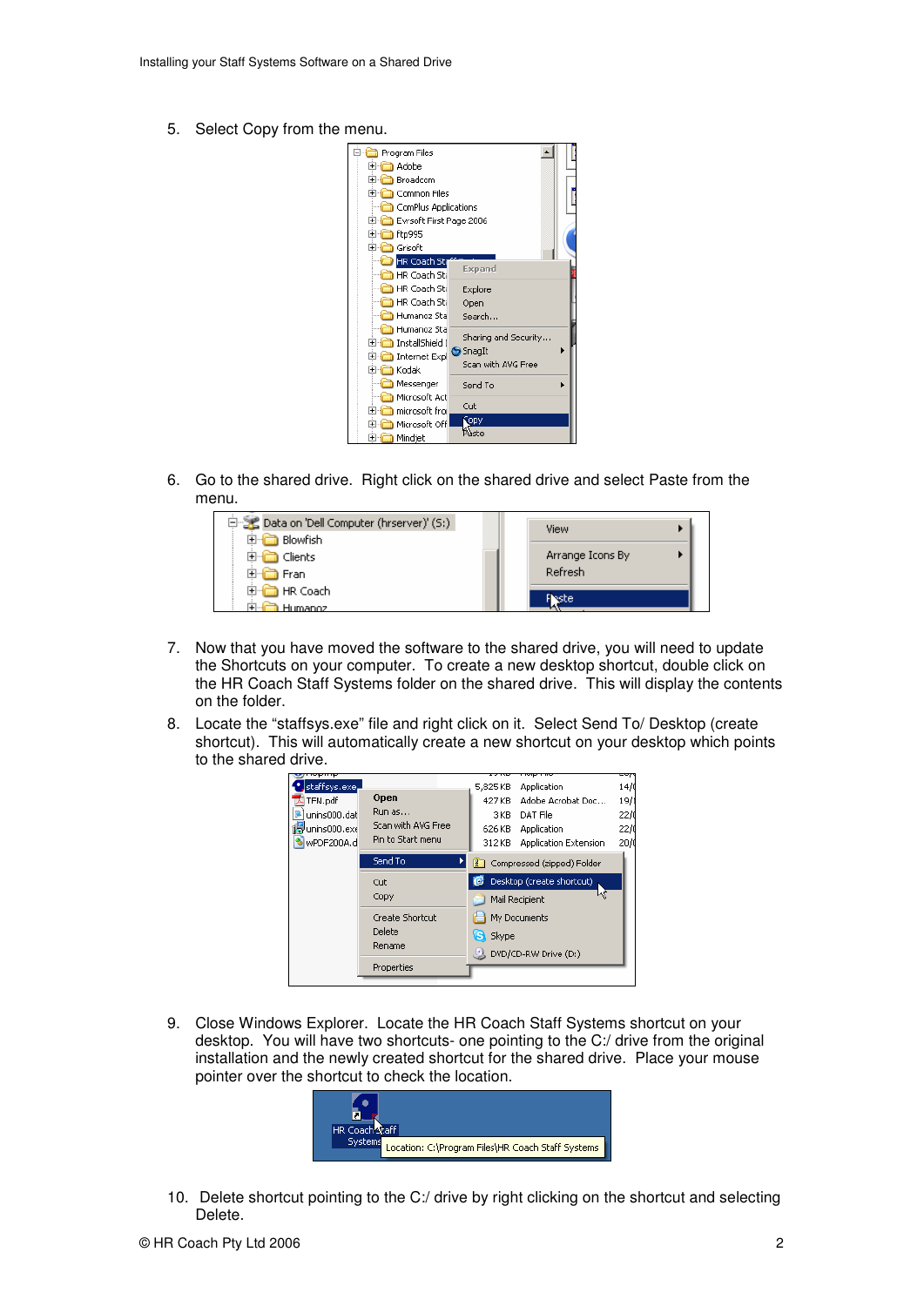5. Select Copy from the menu.

6. Go to the shared drive. Right click on the shared drive and select Paste from the menu.

7. Now that you have moved the software to the shared drive, you will need to update the Shortcuts on your computer. To create a new desktop shortcut, double click on the HR Coach Staff Systems folder on the shared drive. This will display the contents on the folder.

8. Locate the "staffsys.exe" file and right click on it. Select Send To/ Desktop (create shortcut). This will automatically create a new shortcut on your desktop which points to the shared drive.

9. Close Windows Explorer. Locate the HR Coach Staff Systems shortcut on your desktop. You will have two shortcuts- one pointing to the C:/ drive from the original installation and the newly created shortcut for the shared drive. Place your mouse pointer over the shortcut to check the location.

10. Delete shortcut pointing to the C:/ drive by right clicking on the shortcut and selecting Delete.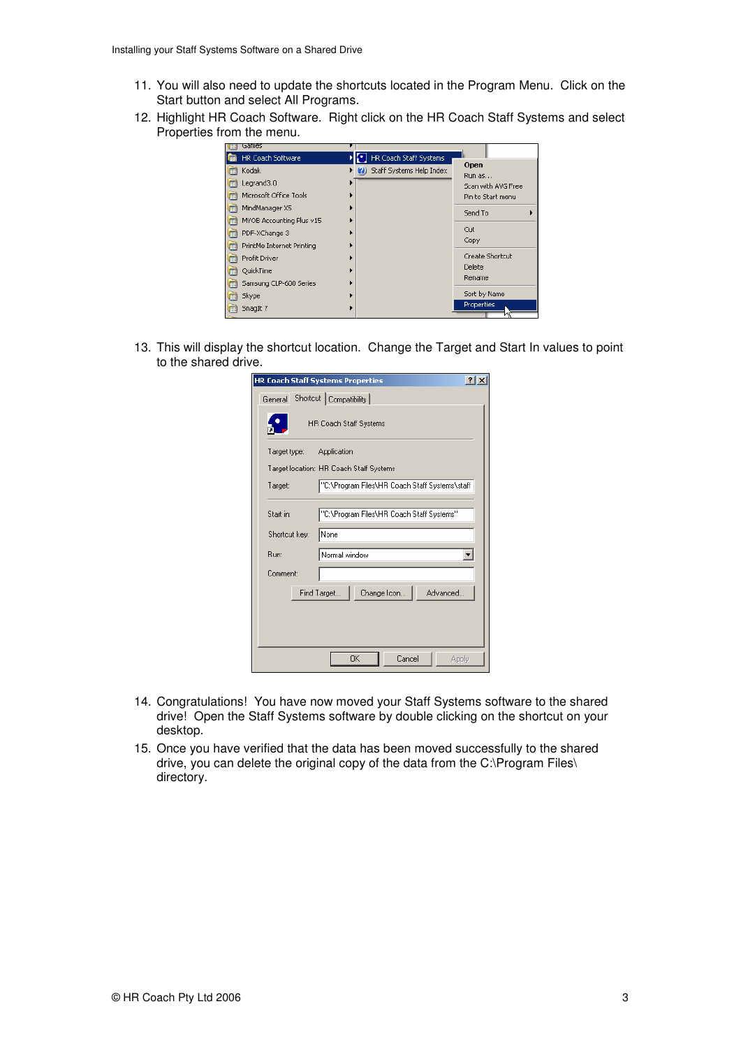11. You will also need to update the shortcuts located in the Program Menu. Click on the Start button and select All Programs.
12. Highlight HR Coach Software. Right click on the HR Coach Staff Systems and select Properties from the menu.

13. This will display the shortcut location. Change the Target and Start In values to point to the shared drive.

14. Congratulations! You have now moved your Staff Systems software to the shared drive! Open the Staff Systems software by double clicking on the shortcut on your desktop.
15. Once you have verified that the data has been moved successfully to the shared drive, you can delete the original copy of the data from the C:\Program Files\ directory.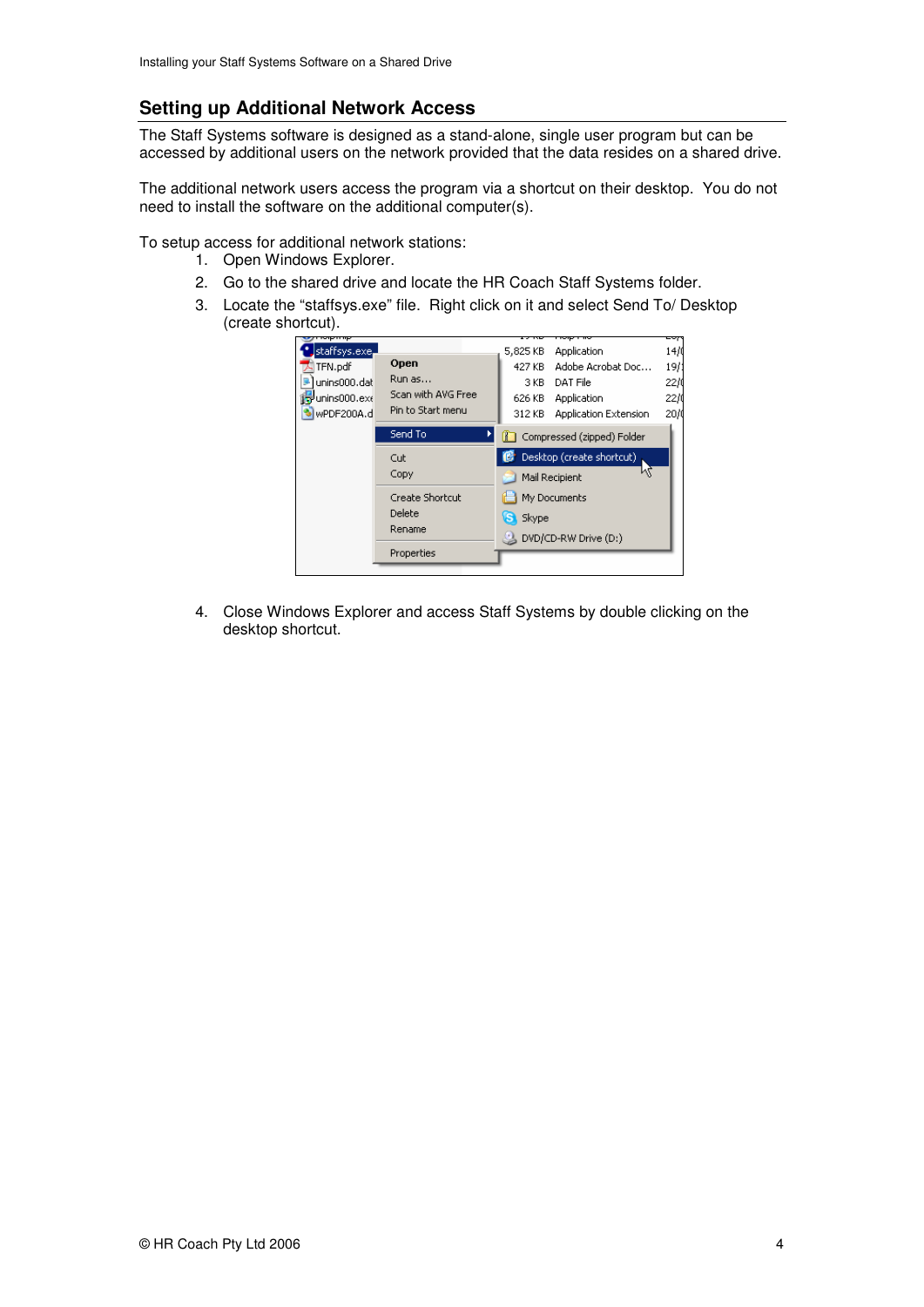## Setting up Additional Network Access

The Staff Systems software is designed as a stand-alone, single user program but can be accessed by additional users on the network provided that the data resides on a shared drive.

The additional network users access the program via a shortcut on their desktop. You do not need to install the software on the additional computer(s).

To setup access for additional network stations:

1. Open Windows Explorer.
2. Go to the shared drive and locate the HR Coach Staff Systems folder.
3. Locate the "staffsys.exe" file. Right click on it and select Send To/ Desktop (create shortcut).
4. Close Windows Explorer and access Staff Systems by double clicking on the desktop shortcut.

© HR Coach Pty Ltd 2006